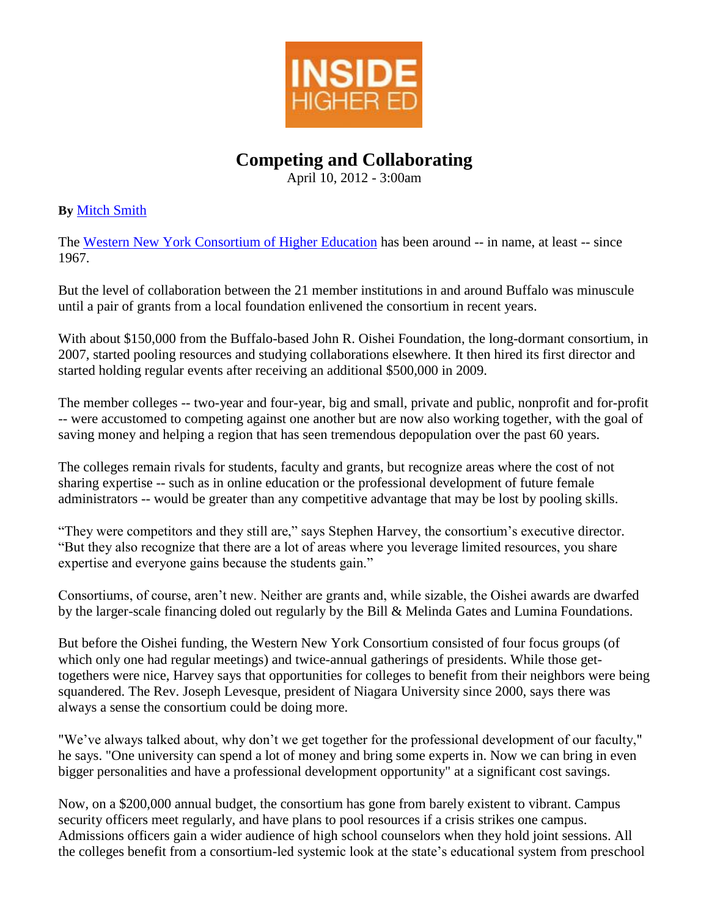INSIDE HIGHER ED

# Competing and Collaborating

April 10, 2012 - 3:00am

**By** Mitch Smith

The Western New York Consortium of Higher Education has been around -- in name, at least -- since 1967.

But the level of collaboration between the 21 member institutions in and around Buffalo was minuscule until a pair of grants from a local foundation enlivened the consortium in recent years.

With about $150,000 from the Buffalo-based John R. Oishei Foundation, the long-dormant consortium, in 2007, started pooling resources and studying collaborations elsewhere. It then hired its first director and started holding regular events after receiving an additional $500,000 in 2009.

The member colleges -- two-year and four-year, big and small, private and public, nonprofit and for-profit -- were accustomed to competing against one another but are now also working together, with the goal of saving money and helping a region that has seen tremendous depopulation over the past 60 years.

The colleges remain rivals for students, faculty and grants, but recognize areas where the cost of not sharing expertise -- such as in online education or the professional development of future female administrators -- would be greater than any competitive advantage that may be lost by pooling skills.

"They were competitors and they still are," says Stephen Harvey, the consortium's executive director. "But they also recognize that there are a lot of areas where you leverage limited resources, you share expertise and everyone gains because the students gain."

Consortiums, of course, aren't new. Neither are grants and, while sizable, the Oishei awards are dwarfed by the larger-scale financing doled out regularly by the Bill & Melinda Gates and Lumina Foundations.

But before the Oishei funding, the Western New York Consortium consisted of four focus groups (of which only one had regular meetings) and twice-annual gatherings of presidents. While those get-togethers were nice, Harvey says that opportunities for colleges to benefit from their neighbors were being squandered. The Rev. Joseph Levesque, president of Niagara University since 2000, says there was always a sense the consortium could be doing more.

"We've always talked about, why don't we get together for the professional development of our faculty," he says. "One university can spend a lot of money and bring some experts in. Now we can bring in even bigger personalities and have a professional development opportunity" at a significant cost savings.

Now, on a $200,000 annual budget, the consortium has gone from barely existent to vibrant. Campus security officers meet regularly, and have plans to pool resources if a crisis strikes one campus. Admissions officers gain a wider audience of high school counselors when they hold joint sessions. All the colleges benefit from a consortium-led systemic look at the state's educational system from preschool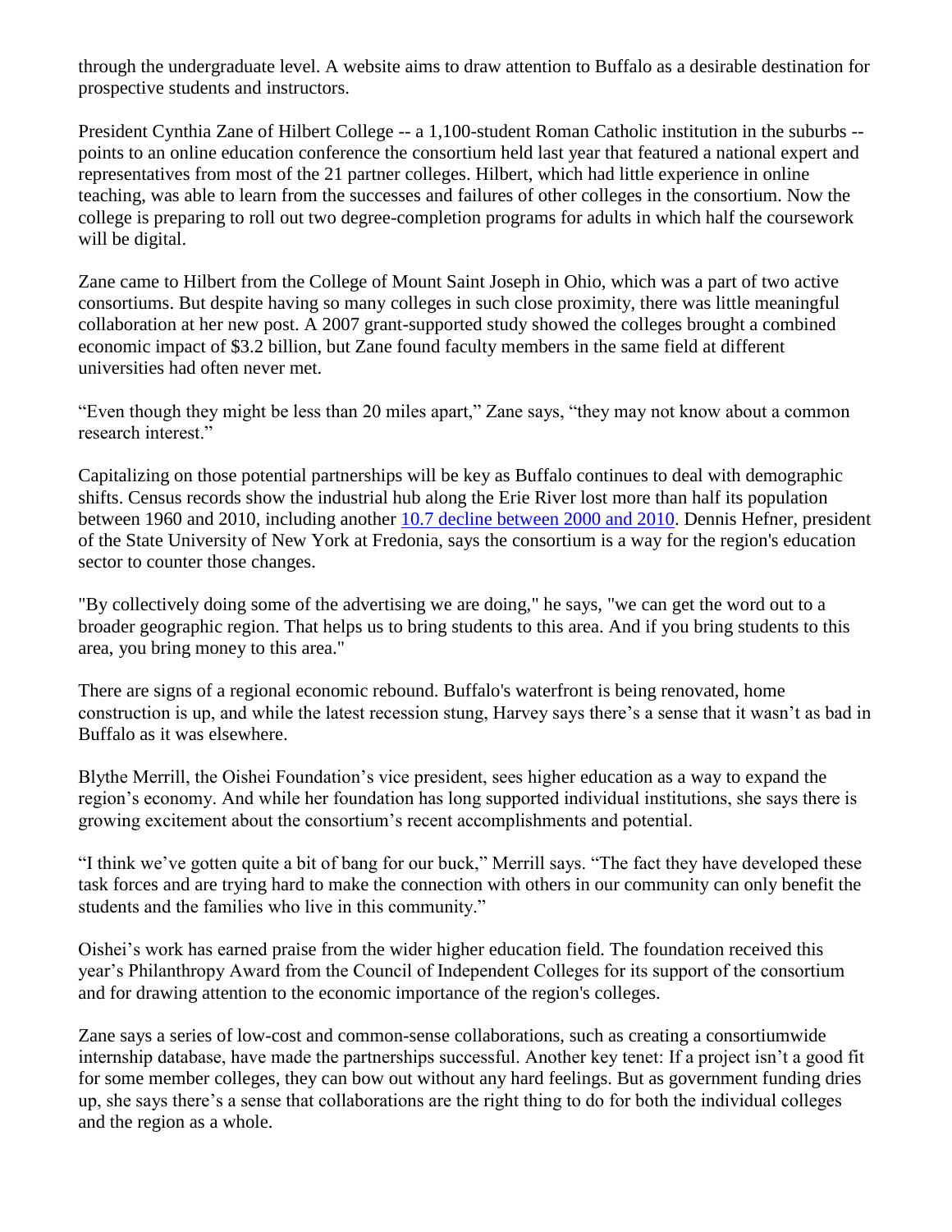through the undergraduate level. A website aims to draw attention to Buffalo as a desirable destination for prospective students and instructors.

President Cynthia Zane of Hilbert College -- a 1,100-student Roman Catholic institution in the suburbs -- points to an online education conference the consortium held last year that featured a national expert and representatives from most of the 21 partner colleges. Hilbert, which had little experience in online teaching, was able to learn from the successes and failures of other colleges in the consortium. Now the college is preparing to roll out two degree-completion programs for adults in which half the coursework will be digital.

Zane came to Hilbert from the College of Mount Saint Joseph in Ohio, which was a part of two active consortiums. But despite having so many colleges in such close proximity, there was little meaningful collaboration at her new post. A 2007 grant-supported study showed the colleges brought a combined economic impact of $3.2 billion, but Zane found faculty members in the same field at different universities had often never met.

"Even though they might be less than 20 miles apart," Zane says, "they may not know about a common research interest."

Capitalizing on those potential partnerships will be key as Buffalo continues to deal with demographic shifts. Census records show the industrial hub along the Erie River lost more than half its population between 1960 and 2010, including another [10.7 decline between 2000 and 2010](). Dennis Hefner, president of the State University of New York at Fredonia, says the consortium is a way for the region's education sector to counter those changes.

"By collectively doing some of the advertising we are doing," he says, "we can get the word out to a broader geographic region. That helps us to bring students to this area. And if you bring students to this area, you bring money to this area."

There are signs of a regional economic rebound. Buffalo's waterfront is being renovated, home construction is up, and while the latest recession stung, Harvey says there's a sense that it wasn't as bad in Buffalo as it was elsewhere.

Blythe Merrill, the Oishei Foundation's vice president, sees higher education as a way to expand the region's economy. And while her foundation has long supported individual institutions, she says there is growing excitement about the consortium's recent accomplishments and potential.

"I think we've gotten quite a bit of bang for our buck," Merrill says. "The fact they have developed these task forces and are trying hard to make the connection with others in our community can only benefit the students and the families who live in this community."

Oishei's work has earned praise from the wider higher education field. The foundation received this year's Philanthropy Award from the Council of Independent Colleges for its support of the consortium and for drawing attention to the economic importance of the region's colleges.

Zane says a series of low-cost and common-sense collaborations, such as creating a consortiumwide internship database, have made the partnerships successful. Another key tenet: If a project isn't a good fit for some member colleges, they can bow out without any hard feelings. But as government funding dries up, she says there's a sense that collaborations are the right thing to do for both the individual colleges and the region as a whole.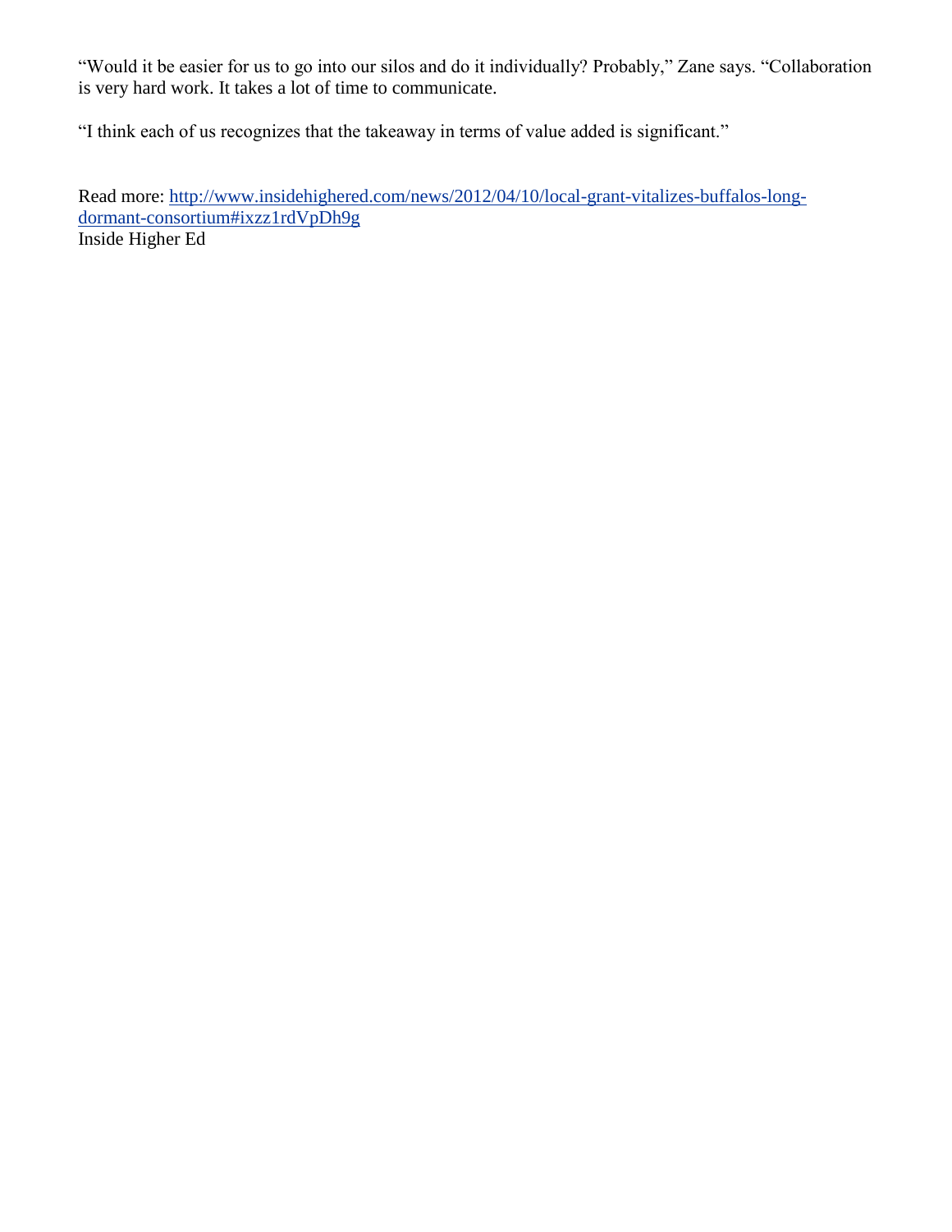"Would it be easier for us to go into our silos and do it individually? Probably," Zane says. "Collaboration is very hard work. It takes a lot of time to communicate.

"I think each of us recognizes that the takeaway in terms of value added is significant."

Read more: [http://www.insidehighered.com/news/2012/04/10/local-grant-vitalizes-buffalos-long-dormant-consortium#ixzz1rdVpDh9g](http://www.insidehighered.com/news/2012/04/10/local-grant-vitalizes-buffalos-long-dormant-consortium#ixzz1rdVpDh9g)
Inside Higher Ed